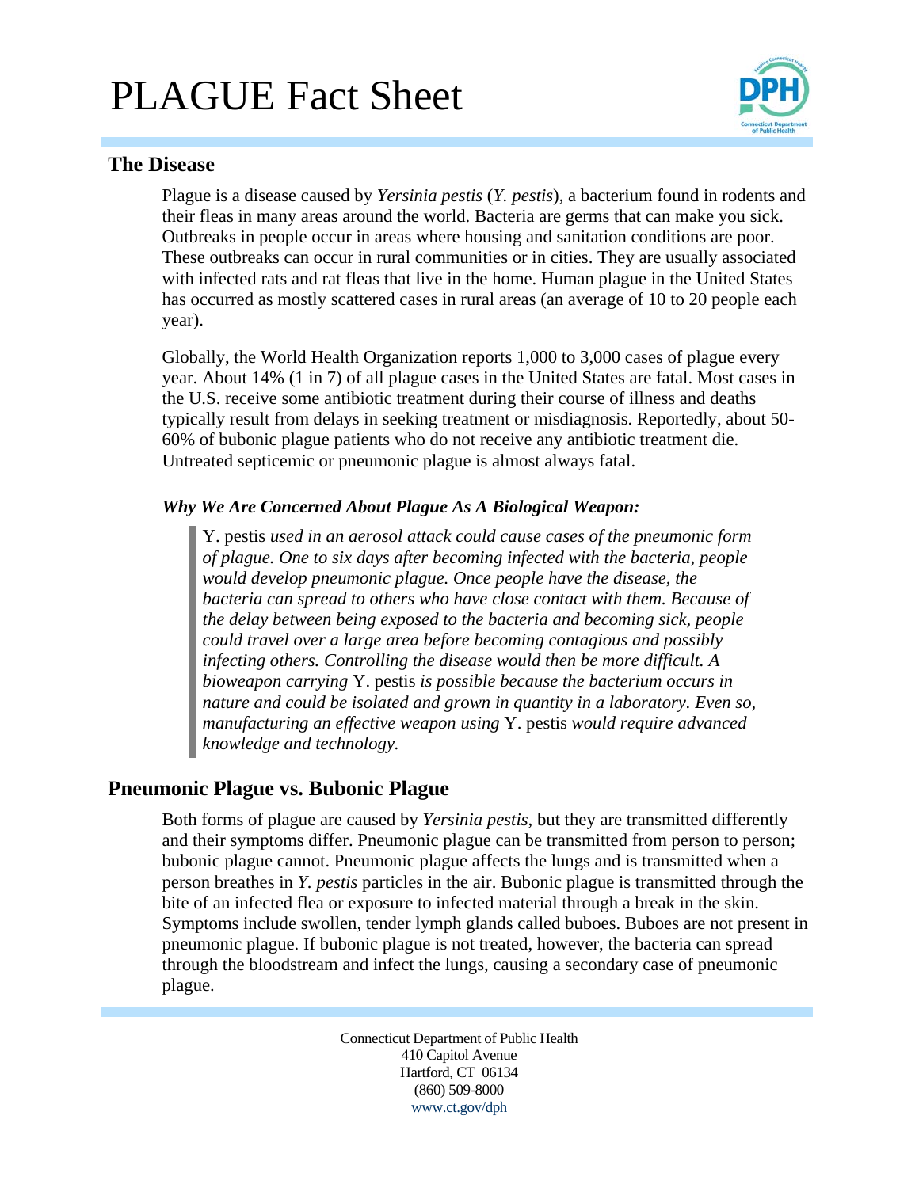# PLAGUE Fact Sheet

## The Disease

Plague is a disease caused by *Yersinia pestis* (*Y. pestis*), a bacterium found in rodents and their fleas in many areas around the world. Bacteria are germs that can make you sick. Outbreaks in people occur in areas where housing and sanitation conditions are poor. These outbreaks can occur in rural communities or in cities. They are usually associated with infected rats and rat fleas that live in the home. Human plague in the United States has occurred as mostly scattered cases in rural areas (an average of 10 to 20 people each year).

Globally, the World Health Organization reports 1,000 to 3,000 cases of plague every year. About 14% (1 in 7) of all plague cases in the United States are fatal. Most cases in the U.S. receive some antibiotic treatment during their course of illness and deaths typically result from delays in seeking treatment or misdiagnosis. Reportedly, about 50-60% of bubonic plague patients who do not receive any antibiotic treatment die. Untreated septicemic or pneumonic plague is almost always fatal.

### *Why We Are Concerned About Plague As A Biological Weapon:*

> Y. pestis *used in an aerosol attack could cause cases of the pneumonic form of plague. One to six days after becoming infected with the bacteria, people would develop pneumonic plague. Once people have the disease, the bacteria can spread to others who have close contact with them. Because of the delay between being exposed to the bacteria and becoming sick, people could travel over a large area before becoming contagious and possibly infecting others. Controlling the disease would then be more difficult. A bioweapon carrying* Y. pestis *is possible because the bacterium occurs in nature and could be isolated and grown in quantity in a laboratory. Even so, manufacturing an effective weapon using* Y. pestis *would require advanced knowledge and technology.*

## Pneumonic Plague vs. Bubonic Plague

Both forms of plague are caused by *Yersinia pestis*, but they are transmitted differently and their symptoms differ. Pneumonic plague can be transmitted from person to person; bubonic plague cannot. Pneumonic plague affects the lungs and is transmitted when a person breathes in *Y. pestis* particles in the air. Bubonic plague is transmitted through the bite of an infected flea or exposure to infected material through a break in the skin. Symptoms include swollen, tender lymph glands called buboes. Buboes are not present in pneumonic plague. If bubonic plague is not treated, however, the bacteria can spread through the bloodstream and infect the lungs, causing a secondary case of pneumonic plague.

Connecticut Department of Public Health
410 Capitol Avenue
Hartford, CT 06134
(860) 509-8000
www.ct.gov/dph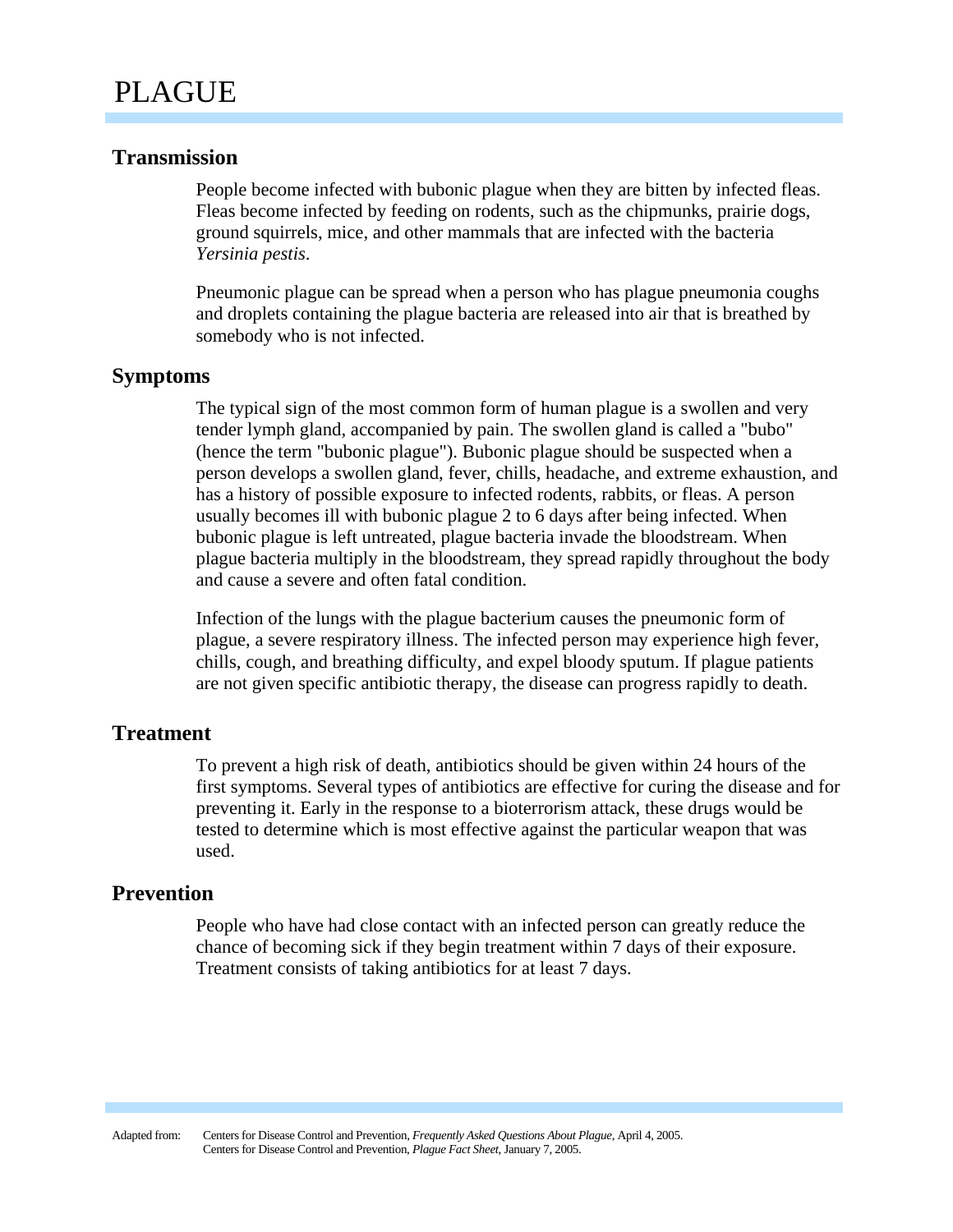# PLAGUE

## Transmission

People become infected with bubonic plague when they are bitten by infected fleas. Fleas become infected by feeding on rodents, such as the chipmunks, prairie dogs, ground squirrels, mice, and other mammals that are infected with the bacteria *Yersinia pestis*.

Pneumonic plague can be spread when a person who has plague pneumonia coughs and droplets containing the plague bacteria are released into air that is breathed by somebody who is not infected.

## Symptoms

The typical sign of the most common form of human plague is a swollen and very tender lymph gland, accompanied by pain. The swollen gland is called a "bubo" (hence the term "bubonic plague"). Bubonic plague should be suspected when a person develops a swollen gland, fever, chills, headache, and extreme exhaustion, and has a history of possible exposure to infected rodents, rabbits, or fleas. A person usually becomes ill with bubonic plague 2 to 6 days after being infected. When bubonic plague is left untreated, plague bacteria invade the bloodstream. When plague bacteria multiply in the bloodstream, they spread rapidly throughout the body and cause a severe and often fatal condition.

Infection of the lungs with the plague bacterium causes the pneumonic form of plague, a severe respiratory illness. The infected person may experience high fever, chills, cough, and breathing difficulty, and expel bloody sputum. If plague patients are not given specific antibiotic therapy, the disease can progress rapidly to death.

## Treatment

To prevent a high risk of death, antibiotics should be given within 24 hours of the first symptoms. Several types of antibiotics are effective for curing the disease and for preventing it. Early in the response to a bioterrorism attack, these drugs would be tested to determine which is most effective against the particular weapon that was used.

## Prevention

People who have had close contact with an infected person can greatly reduce the chance of becoming sick if they begin treatment within 7 days of their exposure. Treatment consists of taking antibiotics for at least 7 days.

Adapted from: Centers for Disease Control and Prevention, *Frequently Asked Questions About Plague*, April 4, 2005.
Centers for Disease Control and Prevention, *Plague Fact Sheet*, January 7, 2005.